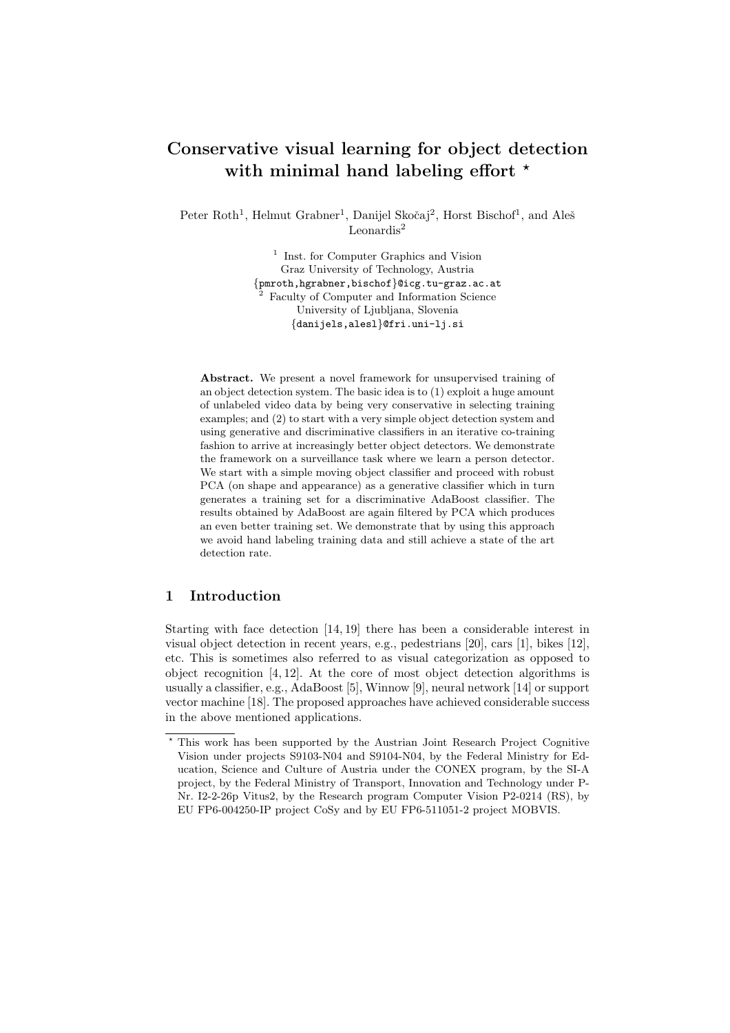# Conservative visual learning for object detection with minimal hand labeling effort *

Peter Roth[1], Helmut Grabner[1], Danijel Skočaj[2], Horst Bischof[1], and Aleš Leonardis[2]

[1] Inst. for Computer Graphics and Vision
Graz University of Technology, Austria
{pmroth,hgrabner,bischof}@icg.tu-graz.ac.at

[2] Faculty of Computer and Information Science
University of Ljubljana, Slovenia
{danijels,alesl}@fri.uni-lj.si

**Abstract.** We present a novel framework for unsupervised training of an object detection system. The basic idea is to (1) exploit a huge amount of unlabeled video data by being very conservative in selecting training examples; and (2) to start with a very simple object detection system and using generative and discriminative classifiers in an iterative co-training fashion to arrive at increasingly better object detectors. We demonstrate the framework on a surveillance task where we learn a person detector. We start with a simple moving object classifier and proceed with robust PCA (on shape and appearance) as a generative classifier which in turn generates a training set for a discriminative AdaBoost classifier. The results obtained by AdaBoost are again filtered by PCA which produces an even better training set. We demonstrate that by using this approach we avoid hand labeling training data and still achieve a state of the art detection rate.

## 1 Introduction

Starting with face detection [14, 19] there has been a considerable interest in visual object detection in recent years, e.g., pedestrians [20], cars [1], bikes [12], etc. This is sometimes also referred to as visual categorization as opposed to object recognition [4, 12]. At the core of most object detection algorithms is usually a classifier, e.g., AdaBoost [5], Winnow [9], neural network [14] or support vector machine [18]. The proposed approaches have achieved considerable success in the above mentioned applications.

* This work has been supported by the Austrian Joint Research Project Cognitive Vision under projects S9103-N04 and S9104-N04, by the Federal Ministry for Education, Science and Culture of Austria under the CONEX program, by the SI-A project, by the Federal Ministry of Transport, Innovation and Technology under P-Nr. I2-2-26p Vitus2, by the Research program Computer Vision P2-0214 (RS), by EU FP6-004250-IP project CoSy and by EU FP6-511051-2 project MOBVIS.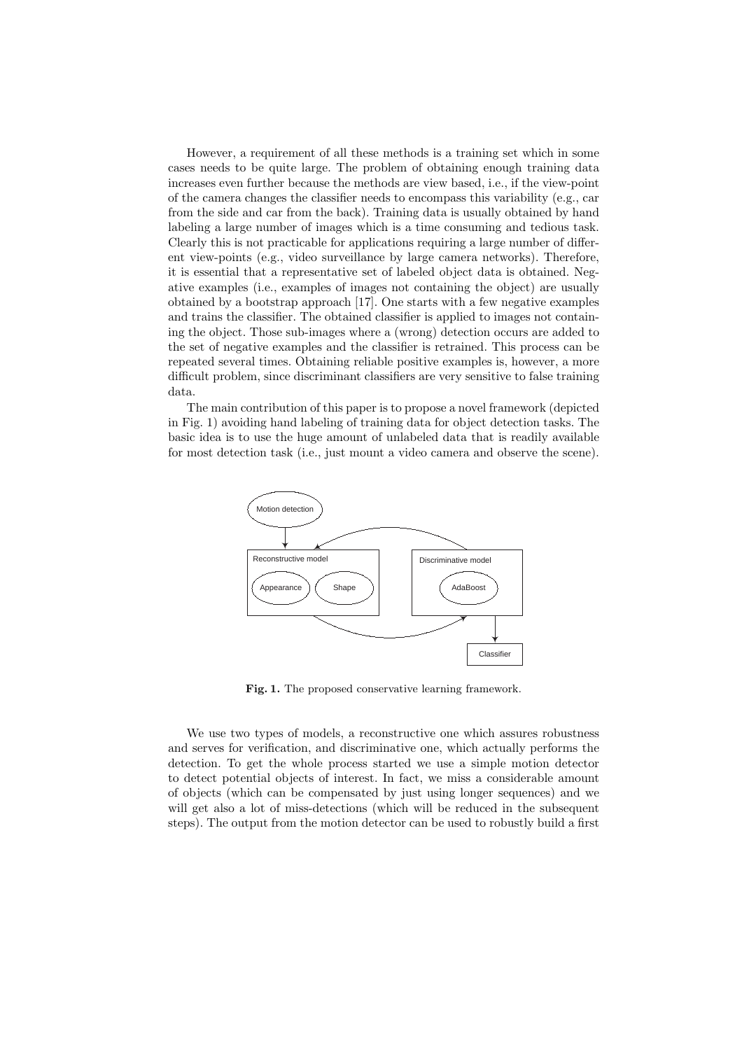However, a requirement of all these methods is a training set which in some cases needs to be quite large. The problem of obtaining enough training data increases even further because the methods are view based, i.e., if the view-point of the camera changes the classifier needs to encompass this variability (e.g., car from the side and car from the back). Training data is usually obtained by hand labeling a large number of images which is a time consuming and tedious task. Clearly this is not practicable for applications requiring a large number of different view-points (e.g., video surveillance by large camera networks). Therefore, it is essential that a representative set of labeled object data is obtained. Negative examples (i.e., examples of images not containing the object) are usually obtained by a bootstrap approach [17]. One starts with a few negative examples and trains the classifier. The obtained classifier is applied to images not containing the object. Those sub-images where a (wrong) detection occurs are added to the set of negative examples and the classifier is retrained. This process can be repeated several times. Obtaining reliable positive examples is, however, a more difficult problem, since discriminant classifiers are very sensitive to false training data.

The main contribution of this paper is to propose a novel framework (depicted in Fig. 1) avoiding hand labeling of training data for object detection tasks. The basic idea is to use the huge amount of unlabeled data that is readily available for most detection task (i.e., just mount a video camera and observe the scene).

**Fig. 1.** The proposed conservative learning framework.

We use two types of models, a reconstructive one which assures robustness and serves for verification, and discriminative one, which actually performs the detection. To get the whole process started we use a simple motion detector to detect potential objects of interest. In fact, we miss a considerable amount of objects (which can be compensated by just using longer sequences) and we will get also a lot of miss-detections (which will be reduced in the subsequent steps). The output from the motion detector can be used to robustly build a first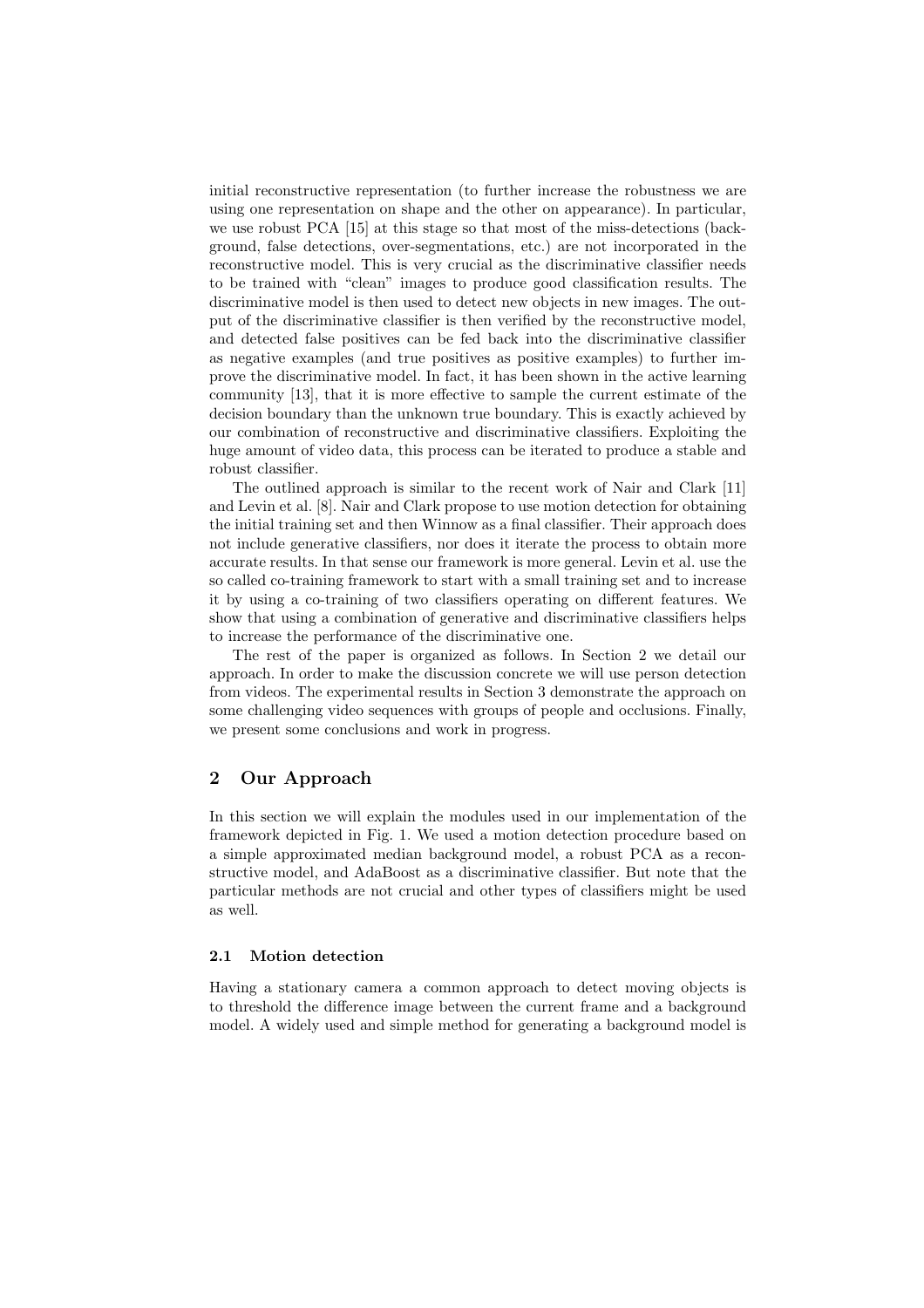initial reconstructive representation (to further increase the robustness we are using one representation on shape and the other on appearance). In particular, we use robust PCA [15] at this stage so that most of the miss-detections (background, false detections, over-segmentations, etc.) are not incorporated in the reconstructive model. This is very crucial as the discriminative classifier needs to be trained with "clean" images to produce good classification results. The discriminative model is then used to detect new objects in new images. The output of the discriminative classifier is then verified by the reconstructive model, and detected false positives can be fed back into the discriminative classifier as negative examples (and true positives as positive examples) to further improve the discriminative model. In fact, it has been shown in the active learning community [13], that it is more effective to sample the current estimate of the decision boundary than the unknown true boundary. This is exactly achieved by our combination of reconstructive and discriminative classifiers. Exploiting the huge amount of video data, this process can be iterated to produce a stable and robust classifier.

The outlined approach is similar to the recent work of Nair and Clark [11] and Levin et al. [8]. Nair and Clark propose to use motion detection for obtaining the initial training set and then Winnow as a final classifier. Their approach does not include generative classifiers, nor does it iterate the process to obtain more accurate results. In that sense our framework is more general. Levin et al. use the so called co-training framework to start with a small training set and to increase it by using a co-training of two classifiers operating on different features. We show that using a combination of generative and discriminative classifiers helps to increase the performance of the discriminative one.

The rest of the paper is organized as follows. In Section 2 we detail our approach. In order to make the discussion concrete we will use person detection from videos. The experimental results in Section 3 demonstrate the approach on some challenging video sequences with groups of people and occlusions. Finally, we present some conclusions and work in progress.

## 2 Our Approach

In this section we will explain the modules used in our implementation of the framework depicted in Fig. 1. We used a motion detection procedure based on a simple approximated median background model, a robust PCA as a reconstructive model, and AdaBoost as a discriminative classifier. But note that the particular methods are not crucial and other types of classifiers might be used as well.

### 2.1 Motion detection

Having a stationary camera a common approach to detect moving objects is to threshold the difference image between the current frame and a background model. A widely used and simple method for generating a background model is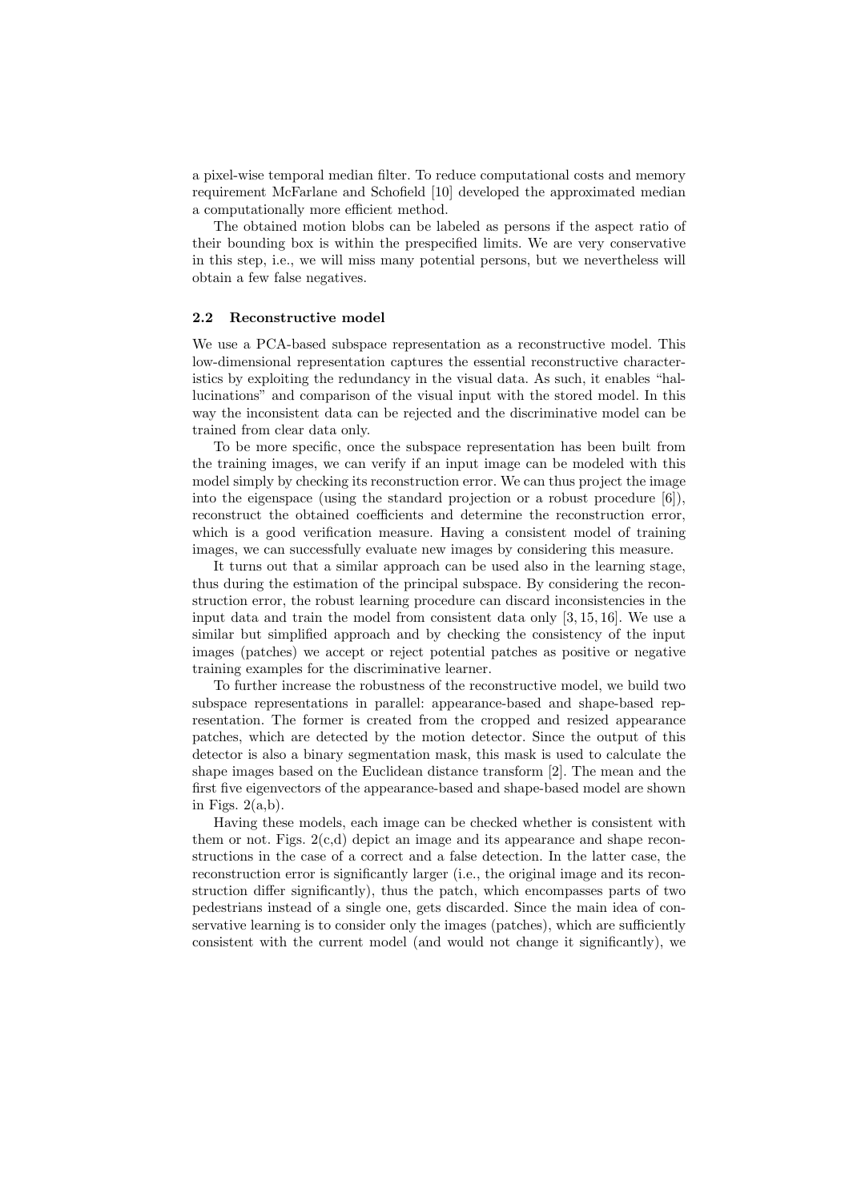a pixel-wise temporal median filter. To reduce computational costs and memory requirement McFarlane and Schofield [10] developed the approximated median a computationally more efficient method.

The obtained motion blobs can be labeled as persons if the aspect ratio of their bounding box is within the prespecified limits. We are very conservative in this step, i.e., we will miss many potential persons, but we nevertheless will obtain a few false negatives.

### 2.2 Reconstructive model

We use a PCA-based subspace representation as a reconstructive model. This low-dimensional representation captures the essential reconstructive characteristics by exploiting the redundancy in the visual data. As such, it enables "hallucinations" and comparison of the visual input with the stored model. In this way the inconsistent data can be rejected and the discriminative model can be trained from clear data only.

To be more specific, once the subspace representation has been built from the training images, we can verify if an input image can be modeled with this model simply by checking its reconstruction error. We can thus project the image into the eigenspace (using the standard projection or a robust procedure [6]), reconstruct the obtained coefficients and determine the reconstruction error, which is a good verification measure. Having a consistent model of training images, we can successfully evaluate new images by considering this measure.

It turns out that a similar approach can be used also in the learning stage, thus during the estimation of the principal subspace. By considering the reconstruction error, the robust learning procedure can discard inconsistencies in the input data and train the model from consistent data only [3, 15, 16]. We use a similar but simplified approach and by checking the consistency of the input images (patches) we accept or reject potential patches as positive or negative training examples for the discriminative learner.

To further increase the robustness of the reconstructive model, we build two subspace representations in parallel: appearance-based and shape-based representation. The former is created from the cropped and resized appearance patches, which are detected by the motion detector. Since the output of this detector is also a binary segmentation mask, this mask is used to calculate the shape images based on the Euclidean distance transform [2]. The mean and the first five eigenvectors of the appearance-based and shape-based model are shown in Figs. 2(a,b).

Having these models, each image can be checked whether is consistent with them or not. Figs. 2(c,d) depict an image and its appearance and shape reconstructions in the case of a correct and a false detection. In the latter case, the reconstruction error is significantly larger (i.e., the original image and its reconstruction differ significantly), thus the patch, which encompasses parts of two pedestrians instead of a single one, gets discarded. Since the main idea of conservative learning is to consider only the images (patches), which are sufficiently consistent with the current model (and would not change it significantly), we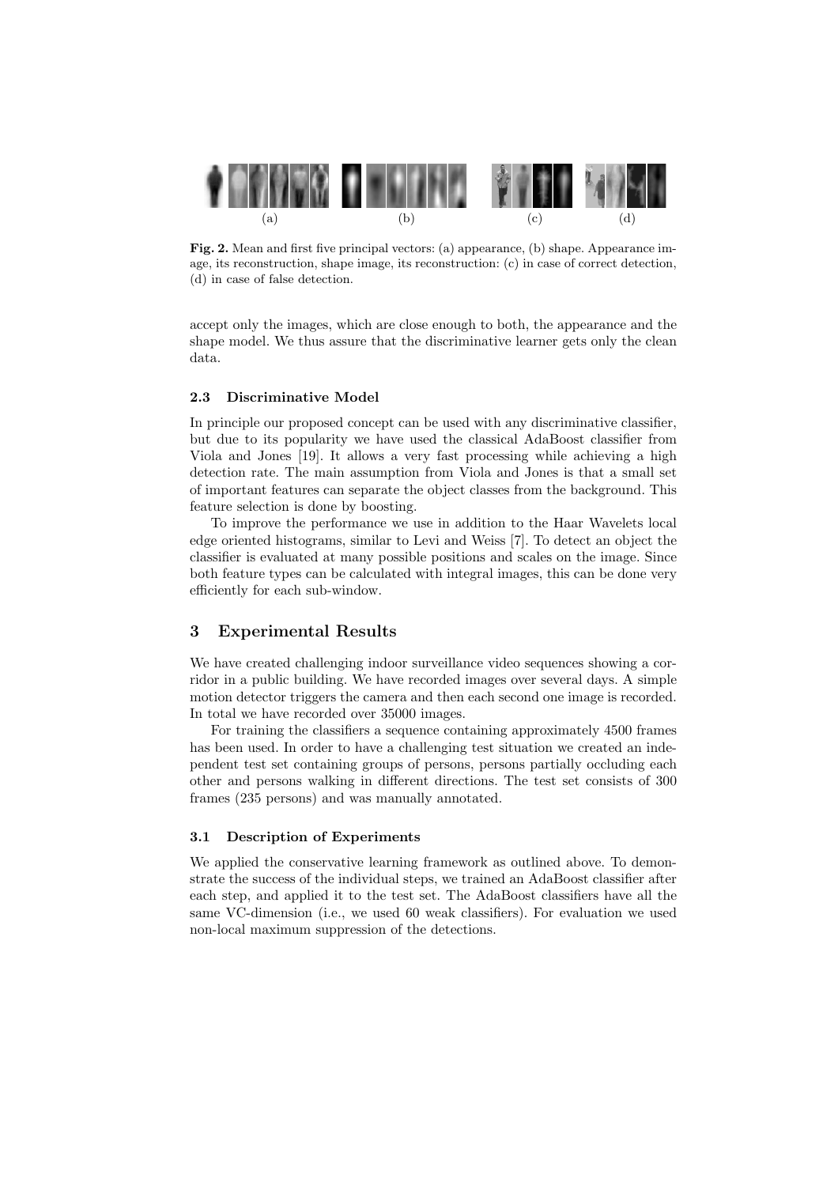(a) (b) (c) (d)

**Fig. 2.** Mean and first five principal vectors: (a) appearance, (b) shape. Appearance image, its reconstruction, shape image, its reconstruction: (c) in case of correct detection, (d) in case of false detection.

accept only the images, which are close enough to both, the appearance and the shape model. We thus assure that the discriminative learner gets only the clean data.

### 2.3 Discriminative Model

In principle our proposed concept can be used with any discriminative classifier, but due to its popularity we have used the classical AdaBoost classifier from Viola and Jones [19]. It allows a very fast processing while achieving a high detection rate. The main assumption from Viola and Jones is that a small set of important features can separate the object classes from the background. This feature selection is done by boosting.

To improve the performance we use in addition to the Haar Wavelets local edge oriented histograms, similar to Levi and Weiss [7]. To detect an object the classifier is evaluated at many possible positions and scales on the image. Since both feature types can be calculated with integral images, this can be done very efficiently for each sub-window.

## 3 Experimental Results

We have created challenging indoor surveillance video sequences showing a corridor in a public building. We have recorded images over several days. A simple motion detector triggers the camera and then each second one image is recorded. In total we have recorded over 35000 images.

For training the classifiers a sequence containing approximately 4500 frames has been used. In order to have a challenging test situation we created an independent test set containing groups of persons, persons partially occluding each other and persons walking in different directions. The test set consists of 300 frames (235 persons) and was manually annotated.

### 3.1 Description of Experiments

We applied the conservative learning framework as outlined above. To demonstrate the success of the individual steps, we trained an AdaBoost classifier after each step, and applied it to the test set. The AdaBoost classifiers have all the same VC-dimension (i.e., we used 60 weak classifiers). For evaluation we used non-local maximum suppression of the detections.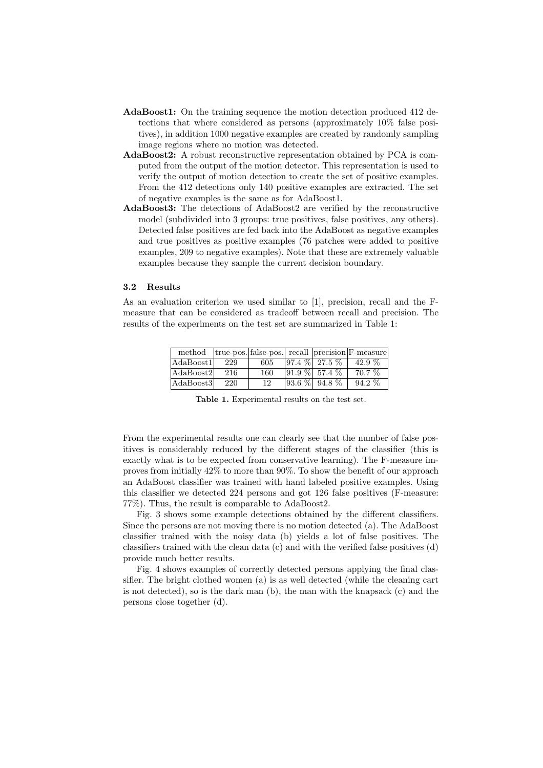**AdaBoost1:** On the training sequence the motion detection produced 412 detections that where considered as persons (approximately 10% false positives), in addition 1000 negative examples are created by randomly sampling image regions where no motion was detected.

**AdaBoost2:** A robust reconstructive representation obtained by PCA is computed from the output of the motion detector. This representation is used to verify the output of motion detection to create the set of positive examples. From the 412 detections only 140 positive examples are extracted. The set of negative examples is the same as for AdaBoost1.

**AdaBoost3:** The detections of AdaBoost2 are verified by the reconstructive model (subdivided into 3 groups: true positives, false positives, any others). Detected false positives are fed back into the AdaBoost as negative examples and true positives as positive examples (76 patches were added to positive examples, 209 to negative examples). Note that these are extremely valuable examples because they sample the current decision boundary.

### 3.2 Results

As an evaluation criterion we used similar to [1], precision, recall and the F-measure that can be considered as tradeoff between recall and precision. The results of the experiments on the test set are summarized in Table 1:

| method | true-pos. | false-pos. | recall | precision | F-measure |
|---|---|---|---|---|---|
| AdaBoost1 | 229 | 605 | 97.4 % | 27.5 % | 42.9 % |
| AdaBoost2 | 216 | 160 | 91.9 % | 57.4 % | 70.7 % |
| AdaBoost3 | 220 | 12 | 93.6 % | 94.8 % | 94.2 % |

**Table 1.** Experimental results on the test set.

From the experimental results one can clearly see that the number of false positives is considerably reduced by the different stages of the classifier (this is exactly what is to be expected from conservative learning). The F-measure improves from initially 42% to more than 90%. To show the benefit of our approach an AdaBoost classifier was trained with hand labeled positive examples. Using this classifier we detected 224 persons and got 126 false positives (F-measure: 77%). Thus, the result is comparable to AdaBoost2.

Fig. 3 shows some example detections obtained by the different classifiers. Since the persons are not moving there is no motion detected (a). The AdaBoost classifier trained with the noisy data (b) yields a lot of false positives. The classifiers trained with the clean data (c) and with the verified false positives (d) provide much better results.

Fig. 4 shows examples of correctly detected persons applying the final classifier. The bright clothed women (a) is as well detected (while the cleaning cart is not detected), so is the dark man (b), the man with the knapsack (c) and the persons close together (d).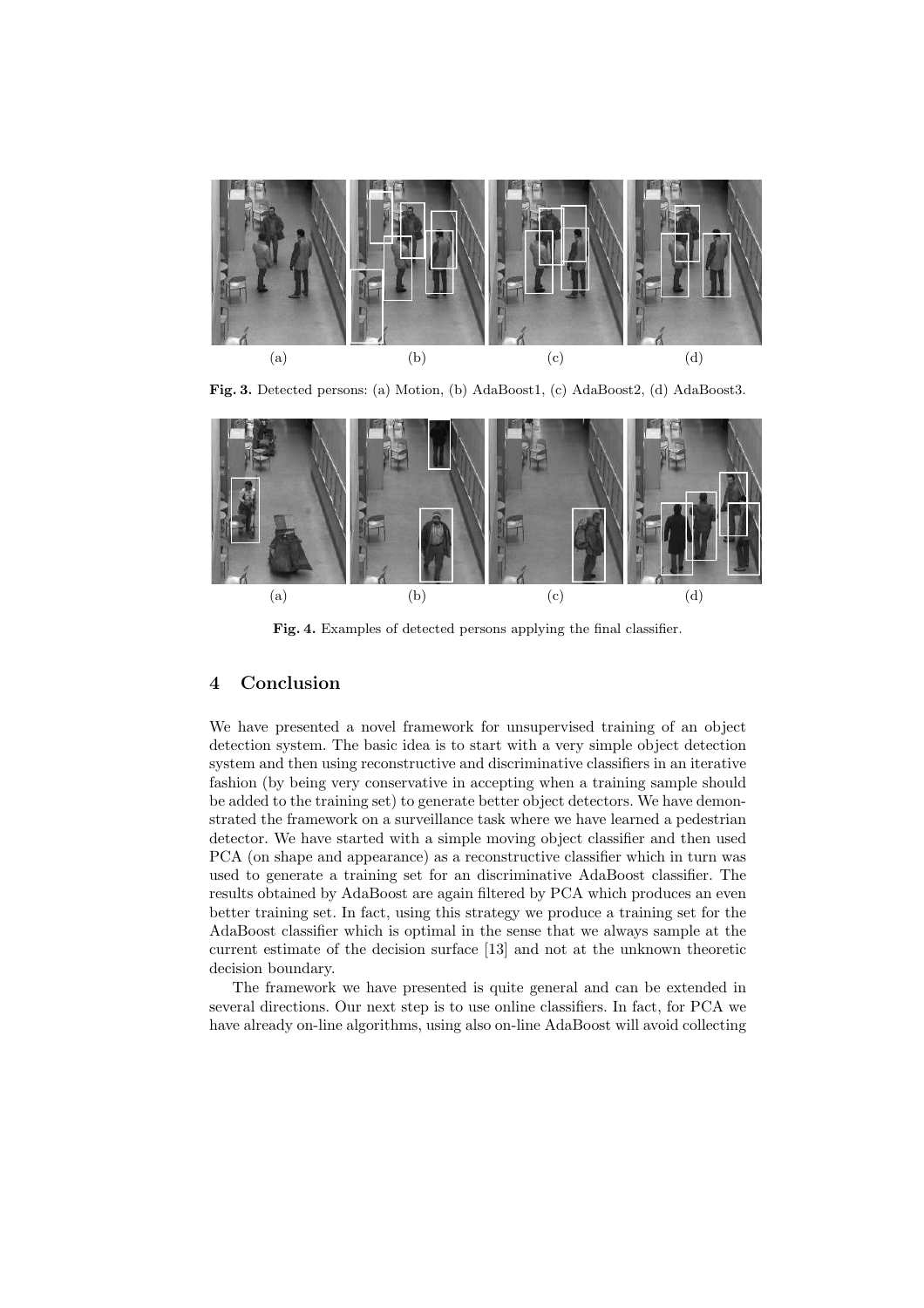(a) (b) (c) (d)

**Fig. 3.** Detected persons: (a) Motion, (b) AdaBoost1, (c) AdaBoost2, (d) AdaBoost3.

(a) (b) (c) (d)

**Fig. 4.** Examples of detected persons applying the final classifier.

## 4 Conclusion

We have presented a novel framework for unsupervised training of an object detection system. The basic idea is to start with a very simple object detection system and then using reconstructive and discriminative classifiers in an iterative fashion (by being very conservative in accepting when a training sample should be added to the training set) to generate better object detectors. We have demonstrated the framework on a surveillance task where we have learned a pedestrian detector. We have started with a simple moving object classifier and then used PCA (on shape and appearance) as a reconstructive classifier which in turn was used to generate a training set for an discriminative AdaBoost classifier. The results obtained by AdaBoost are again filtered by PCA which produces an even better training set. In fact, using this strategy we produce a training set for the AdaBoost classifier which is optimal in the sense that we always sample at the current estimate of the decision surface [13] and not at the unknown theoretic decision boundary.

The framework we have presented is quite general and can be extended in several directions. Our next step is to use online classifiers. In fact, for PCA we have already on-line algorithms, using also on-line AdaBoost will avoid collecting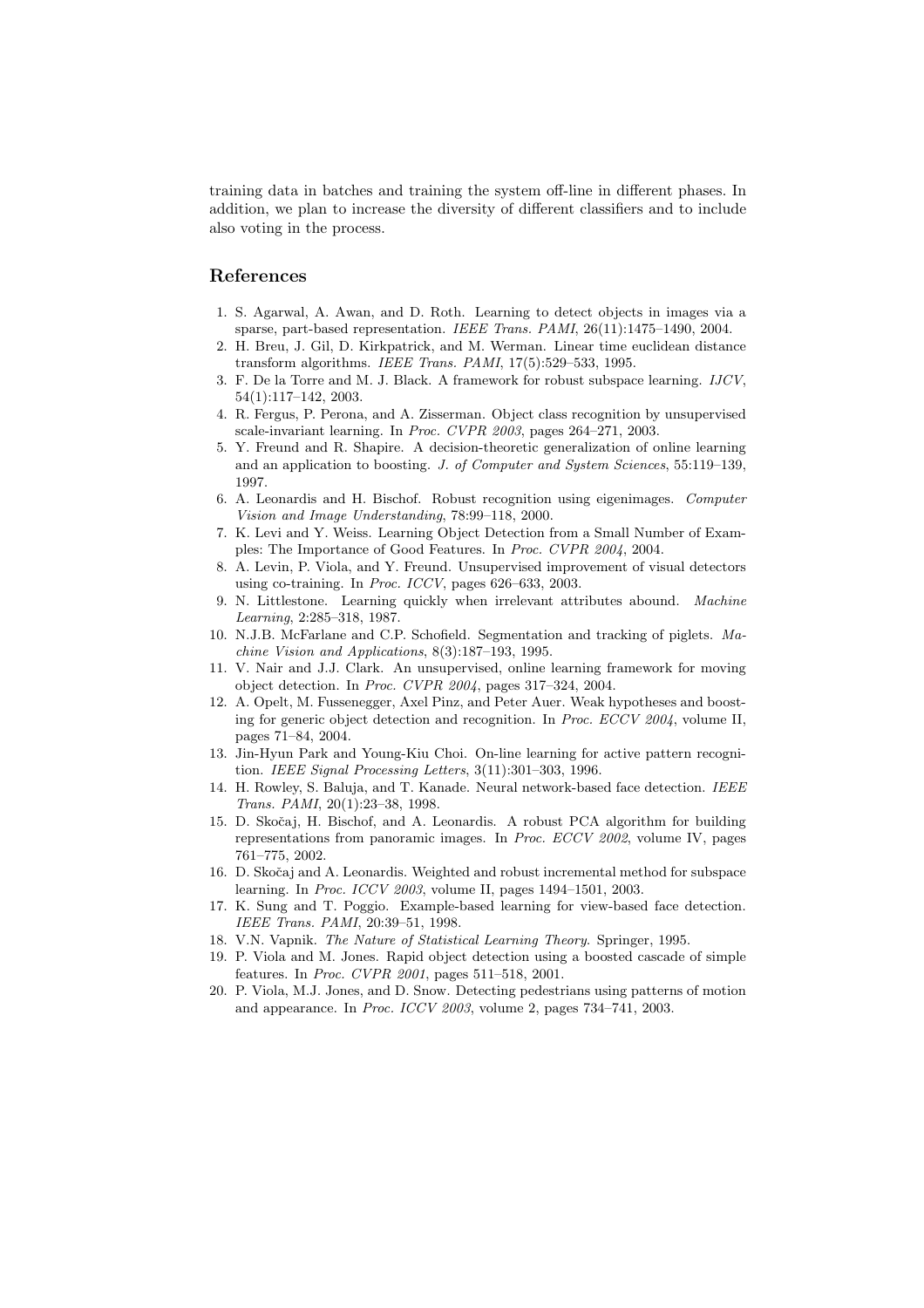training data in batches and training the system off-line in different phases. In addition, we plan to increase the diversity of different classifiers and to include also voting in the process.

## References

1. S. Agarwal, A. Awan, and D. Roth. Learning to detect objects in images via a sparse, part-based representation. *IEEE Trans. PAMI*, 26(11):1475–1490, 2004.
2. H. Breu, J. Gil, D. Kirkpatrick, and M. Werman. Linear time euclidean distance transform algorithms. *IEEE Trans. PAMI*, 17(5):529–533, 1995.
3. F. De la Torre and M. J. Black. A framework for robust subspace learning. *IJCV*, 54(1):117–142, 2003.
4. R. Fergus, P. Perona, and A. Zisserman. Object class recognition by unsupervised scale-invariant learning. In *Proc. CVPR 2003*, pages 264–271, 2003.
5. Y. Freund and R. Shapire. A decision-theoretic generalization of online learning and an application to boosting. *J. of Computer and System Sciences*, 55:119–139, 1997.
6. A. Leonardis and H. Bischof. Robust recognition using eigenimages. *Computer Vision and Image Understanding*, 78:99–118, 2000.
7. K. Levi and Y. Weiss. Learning Object Detection from a Small Number of Examples: The Importance of Good Features. In *Proc. CVPR 2004*, 2004.
8. A. Levin, P. Viola, and Y. Freund. Unsupervised improvement of visual detectors using co-training. In *Proc. ICCV*, pages 626–633, 2003.
9. N. Littlestone. Learning quickly when irrelevant attributes abound. *Machine Learning*, 2:285–318, 1987.
10. N.J.B. McFarlane and C.P. Schofield. Segmentation and tracking of piglets. *Machine Vision and Applications*, 8(3):187–193, 1995.
11. V. Nair and J.J. Clark. An unsupervised, online learning framework for moving object detection. In *Proc. CVPR 2004*, pages 317–324, 2004.
12. A. Opelt, M. Fussenegger, Axel Pinz, and Peter Auer. Weak hypotheses and boosting for generic object detection and recognition. In *Proc. ECCV 2004*, volume II, pages 71–84, 2004.
13. Jin-Hyun Park and Young-Kiu Choi. On-line learning for active pattern recognition. *IEEE Signal Processing Letters*, 3(11):301–303, 1996.
14. H. Rowley, S. Baluja, and T. Kanade. Neural network-based face detection. *IEEE Trans. PAMI*, 20(1):23–38, 1998.
15. D. Skočaj, H. Bischof, and A. Leonardis. A robust PCA algorithm for building representations from panoramic images. In *Proc. ECCV 2002*, volume IV, pages 761–775, 2002.
16. D. Skočaj and A. Leonardis. Weighted and robust incremental method for subspace learning. In *Proc. ICCV 2003*, volume II, pages 1494–1501, 2003.
17. K. Sung and T. Poggio. Example-based learning for view-based face detection. *IEEE Trans. PAMI*, 20:39–51, 1998.
18. V.N. Vapnik. *The Nature of Statistical Learning Theory.* Springer, 1995.
19. P. Viola and M. Jones. Rapid object detection using a boosted cascade of simple features. In *Proc. CVPR 2001*, pages 511–518, 2001.
20. P. Viola, M.J. Jones, and D. Snow. Detecting pedestrians using patterns of motion and appearance. In *Proc. ICCV 2003*, volume 2, pages 734–741, 2003.